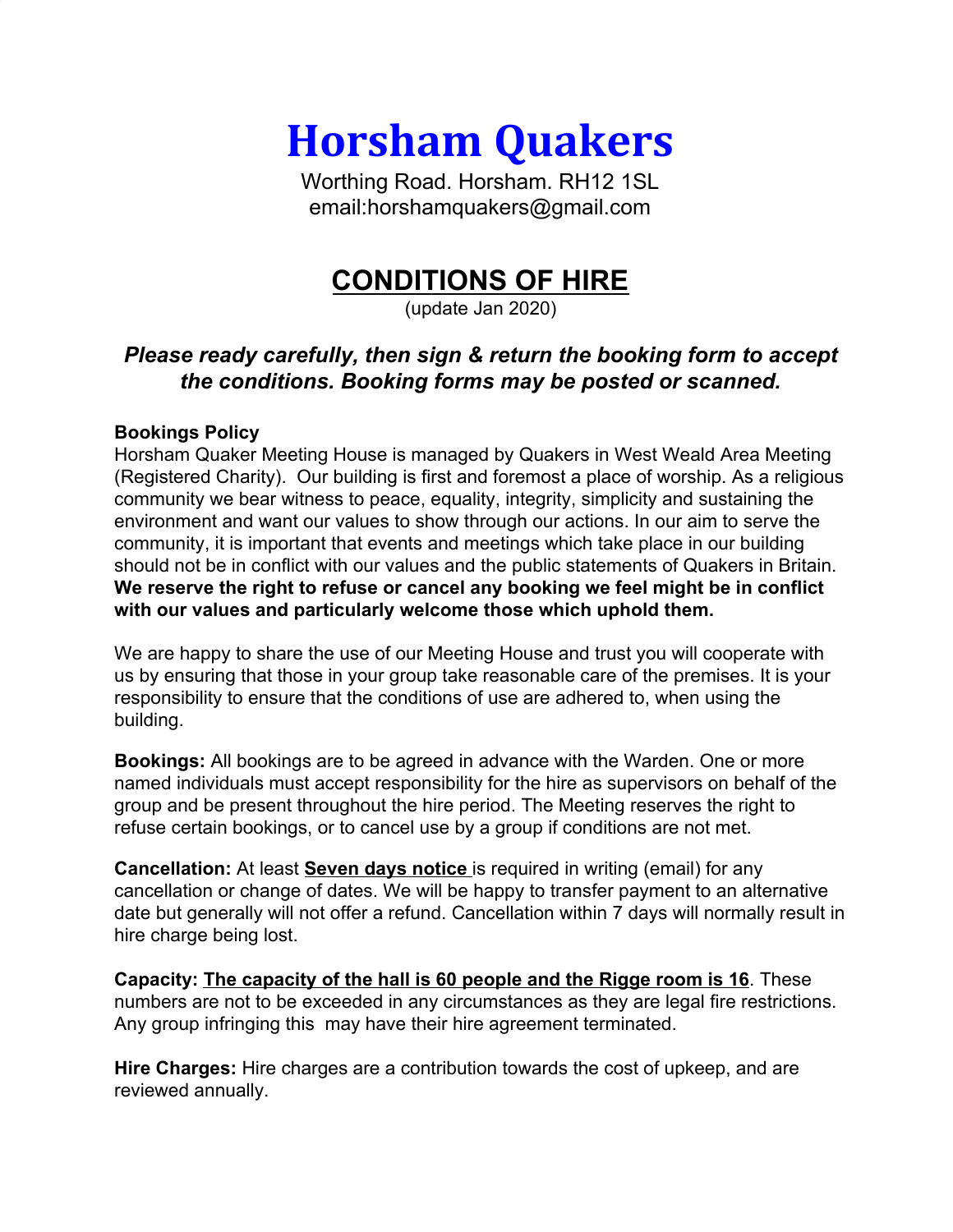# Horsham Quakers

Worthing Road. Horsham. RH12 1SL
email:horshamquakers@gmail.com

## CONDITIONS OF HIRE

(update Jan 2020)

### *Please ready carefully, then sign & return the booking form to accept the conditions. Booking forms may be posted or scanned.*

**Bookings Policy**
Horsham Quaker Meeting House is managed by Quakers in West Weald Area Meeting (Registered Charity). Our building is first and foremost a place of worship. As a religious community we bear witness to peace, equality, integrity, simplicity and sustaining the environment and want our values to show through our actions. In our aim to serve the community, it is important that events and meetings which take place in our building should not be in conflict with our values and the public statements of Quakers in Britain. **We reserve the right to refuse or cancel any booking we feel might be in conflict with our values and particularly welcome those which uphold them.**

We are happy to share the use of our Meeting House and trust you will cooperate with us by ensuring that those in your group take reasonable care of the premises. It is your responsibility to ensure that the conditions of use are adhered to, when using the building.

**Bookings:** All bookings are to be agreed in advance with the Warden. One or more named individuals must accept responsibility for the hire as supervisors on behalf of the group and be present throughout the hire period. The Meeting reserves the right to refuse certain bookings, or to cancel use by a group if conditions are not met.

**Cancellation:** At least **Seven days notice** is required in writing (email) for any cancellation or change of dates. We will be happy to transfer payment to an alternative date but generally will not offer a refund. Cancellation within 7 days will normally result in hire charge being lost.

**Capacity: The capacity of the hall is 60 people and the Rigge room is 16**. These numbers are not to be exceeded in any circumstances as they are legal fire restrictions. Any group infringing this may have their hire agreement terminated.

**Hire Charges:** Hire charges are a contribution towards the cost of upkeep, and are reviewed annually.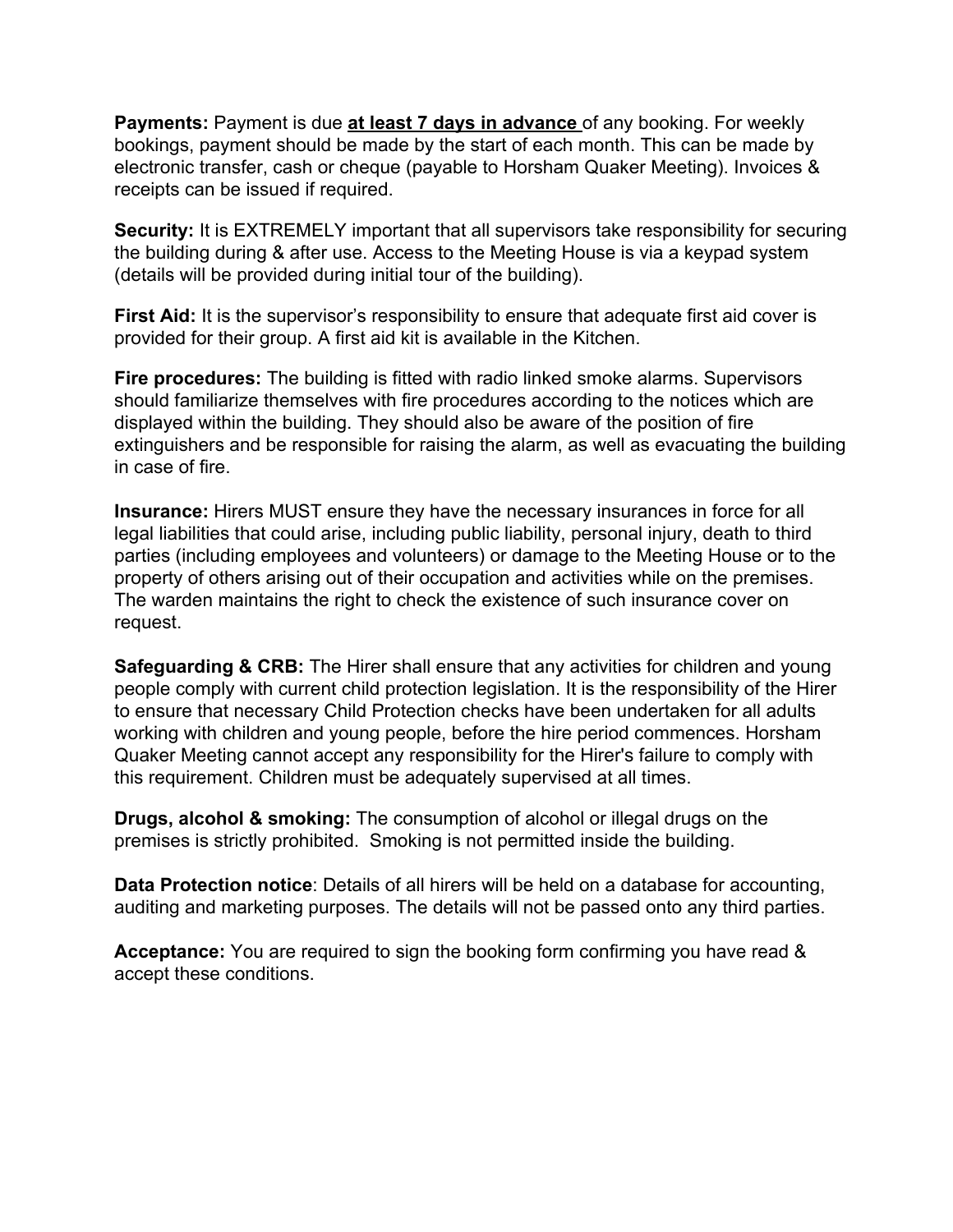**Payments:** Payment is due **at least 7 days in advance** of any booking. For weekly bookings, payment should be made by the start of each month. This can be made by electronic transfer, cash or cheque (payable to Horsham Quaker Meeting). Invoices & receipts can be issued if required.

**Security:** It is EXTREMELY important that all supervisors take responsibility for securing the building during & after use. Access to the Meeting House is via a keypad system (details will be provided during initial tour of the building).

**First Aid:** It is the supervisor's responsibility to ensure that adequate first aid cover is provided for their group. A first aid kit is available in the Kitchen.

**Fire procedures:** The building is fitted with radio linked smoke alarms. Supervisors should familiarize themselves with fire procedures according to the notices which are displayed within the building. They should also be aware of the position of fire extinguishers and be responsible for raising the alarm, as well as evacuating the building in case of fire.

**Insurance:** Hirers MUST ensure they have the necessary insurances in force for all legal liabilities that could arise, including public liability, personal injury, death to third parties (including employees and volunteers) or damage to the Meeting House or to the property of others arising out of their occupation and activities while on the premises. The warden maintains the right to check the existence of such insurance cover on request.

**Safeguarding & CRB:** The Hirer shall ensure that any activities for children and young people comply with current child protection legislation. It is the responsibility of the Hirer to ensure that necessary Child Protection checks have been undertaken for all adults working with children and young people, before the hire period commences. Horsham Quaker Meeting cannot accept any responsibility for the Hirer's failure to comply with this requirement. Children must be adequately supervised at all times.

**Drugs, alcohol & smoking:** The consumption of alcohol or illegal drugs on the premises is strictly prohibited. Smoking is not permitted inside the building.

**Data Protection notice**: Details of all hirers will be held on a database for accounting, auditing and marketing purposes. The details will not be passed onto any third parties.

**Acceptance:** You are required to sign the booking form confirming you have read & accept these conditions.